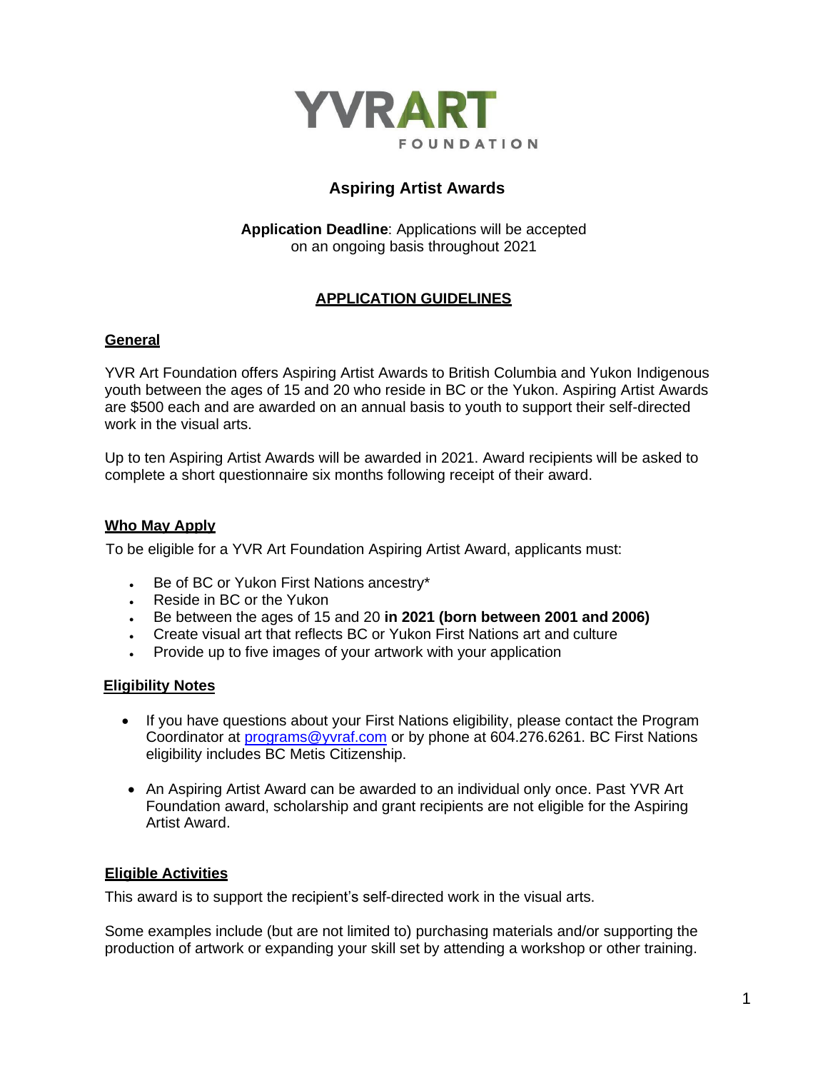YVRART
FOUNDATION

# Aspiring Artist Awards

**Application Deadline**: Applications will be accepted on an ongoing basis throughout 2021

## APPLICATION GUIDELINES

### General

YVR Art Foundation offers Aspiring Artist Awards to British Columbia and Yukon Indigenous youth between the ages of 15 and 20 who reside in BC or the Yukon. Aspiring Artist Awards are $500 each and are awarded on an annual basis to youth to support their self-directed work in the visual arts.

Up to ten Aspiring Artist Awards will be awarded in 2021. Award recipients will be asked to complete a short questionnaire six months following receipt of their award.

### Who May Apply

To be eligible for a YVR Art Foundation Aspiring Artist Award, applicants must:

- Be of BC or Yukon First Nations ancestry*
- Reside in BC or the Yukon
- Be between the ages of 15 and 20 **in 2021 (born between 2001 and 2006)**
- Create visual art that reflects BC or Yukon First Nations art and culture
- Provide up to five images of your artwork with your application

### Eligibility Notes

- If you have questions about your First Nations eligibility, please contact the Program Coordinator at programs@yvraf.com or by phone at 604.276.6261. BC First Nations eligibility includes BC Metis Citizenship.
- An Aspiring Artist Award can be awarded to an individual only once. Past YVR Art Foundation award, scholarship and grant recipients are not eligible for the Aspiring Artist Award.

### Eligible Activities

This award is to support the recipient's self-directed work in the visual arts.

Some examples include (but are not limited to) purchasing materials and/or supporting the production of artwork or expanding your skill set by attending a workshop or other training.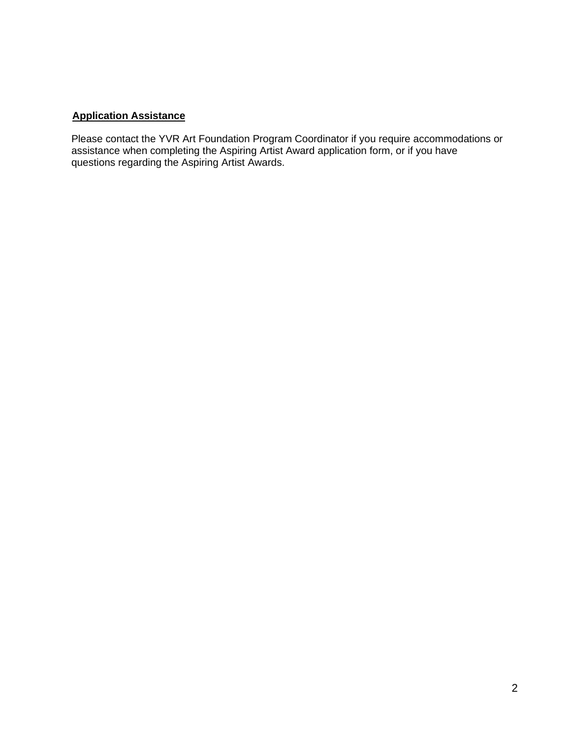**Application Assistance**

Please contact the YVR Art Foundation Program Coordinator if you require accommodations or assistance when completing the Aspiring Artist Award application form, or if you have questions regarding the Aspiring Artist Awards.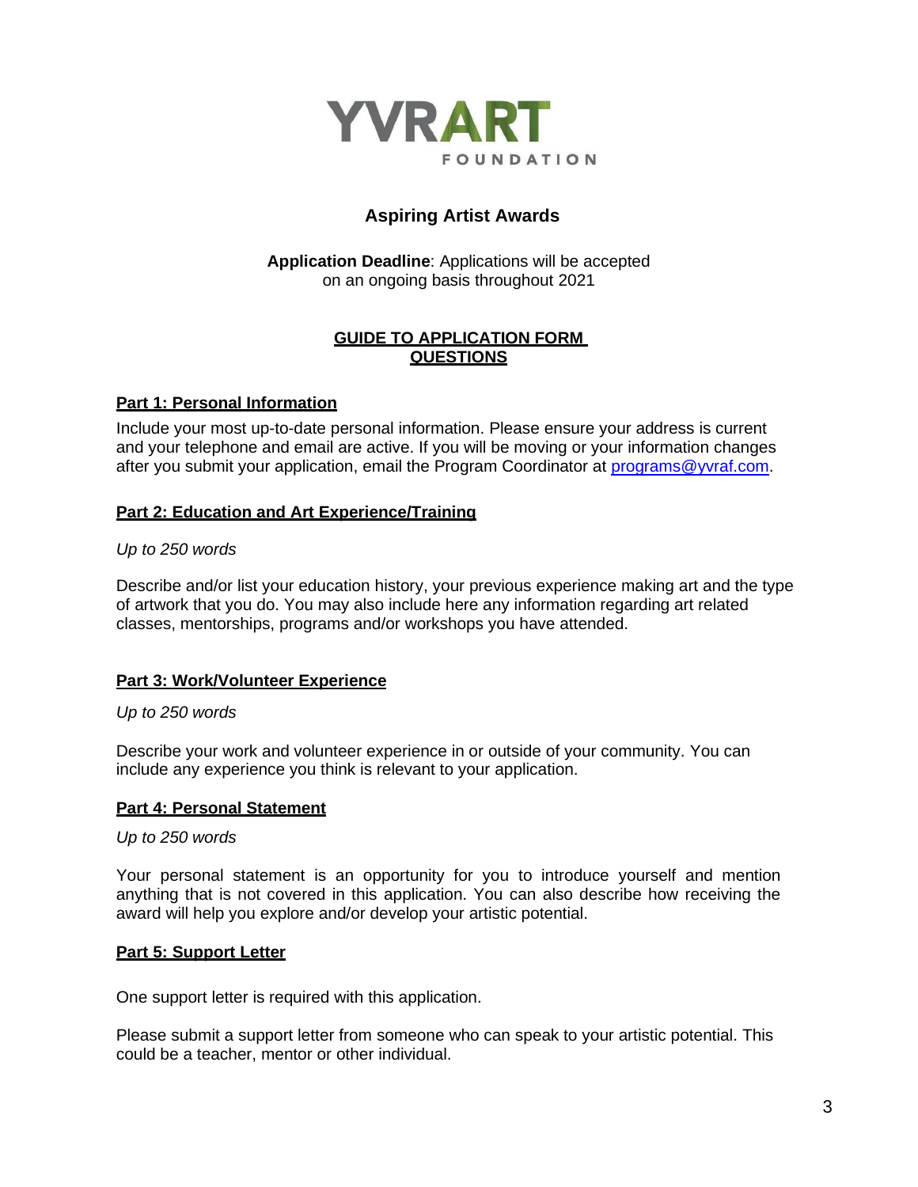YVRART
FOUNDATION

# Aspiring Artist Awards

**Application Deadline**: Applications will be accepted on an ongoing basis throughout 2021

## GUIDE TO APPLICATION FORM QUESTIONS

### Part 1: Personal Information

Include your most up-to-date personal information. Please ensure your address is current and your telephone and email are active. If you will be moving or your information changes after you submit your application, email the Program Coordinator at programs@yvraf.com.

### Part 2: Education and Art Experience/Training

*Up to 250 words*

Describe and/or list your education history, your previous experience making art and the type of artwork that you do. You may also include here any information regarding art related classes, mentorships, programs and/or workshops you have attended.

### Part 3: Work/Volunteer Experience

*Up to 250 words*

Describe your work and volunteer experience in or outside of your community. You can include any experience you think is relevant to your application.

### Part 4: Personal Statement

*Up to 250 words*

Your personal statement is an opportunity for you to introduce yourself and mention anything that is not covered in this application. You can also describe how receiving the award will help you explore and/or develop your artistic potential.

### Part 5: Support Letter

One support letter is required with this application.

Please submit a support letter from someone who can speak to your artistic potential. This could be a teacher, mentor or other individual.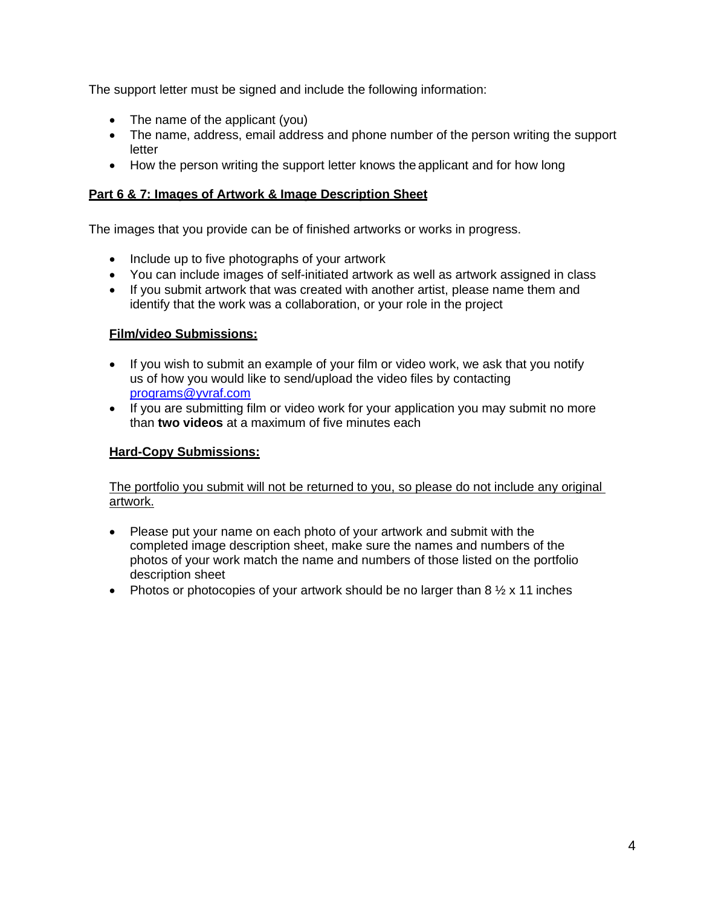The support letter must be signed and include the following information:

- The name of the applicant (you)
- The name, address, email address and phone number of the person writing the support letter
- How the person writing the support letter knows the applicant and for how long

## Part 6 & 7: Images of Artwork & Image Description Sheet

The images that you provide can be of finished artworks or works in progress.

- Include up to five photographs of your artwork
- You can include images of self-initiated artwork as well as artwork assigned in class
- If you submit artwork that was created with another artist, please name them and identify that the work was a collaboration, or your role in the project

### Film/video Submissions:

- If you wish to submit an example of your film or video work, we ask that you notify us of how you would like to send/upload the video files by contacting programs@yvraf.com
- If you are submitting film or video work for your application you may submit no more than **two videos** at a maximum of five minutes each

### Hard-Copy Submissions:

The portfolio you submit will not be returned to you, so please do not include any original artwork.

- Please put your name on each photo of your artwork and submit with the completed image description sheet, make sure the names and numbers of the photos of your work match the name and numbers of those listed on the portfolio description sheet
- Photos or photocopies of your artwork should be no larger than 8 ½ x 11 inches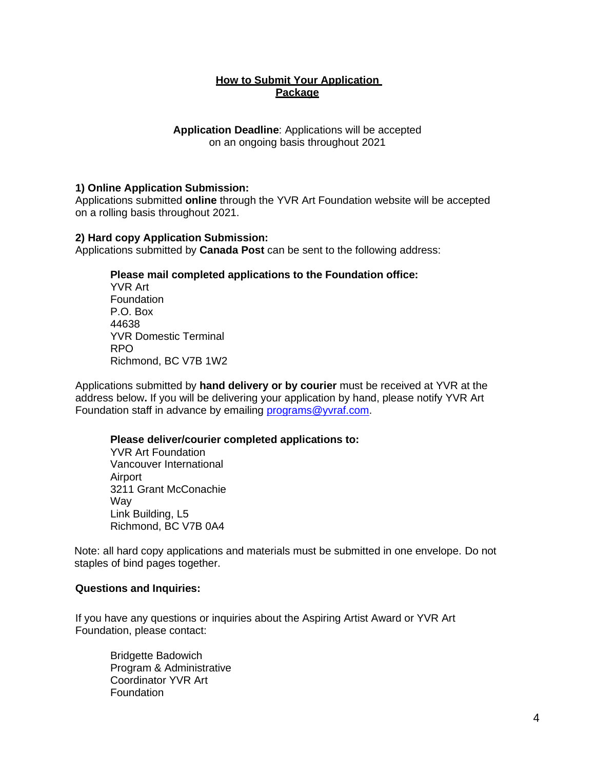## How to Submit Your Application Package

**Application Deadline**: Applications will be accepted on an ongoing basis throughout 2021

**1) Online Application Submission:**
Applications submitted **online** through the YVR Art Foundation website will be accepted on a rolling basis throughout 2021.

**2) Hard copy Application Submission:**
Applications submitted by **Canada Post** can be sent to the following address:

> **Please mail completed applications to the Foundation office:**
> YVR Art Foundation
> P.O. Box 44638
> YVR Domestic Terminal RPO
> Richmond, BC V7B 1W2

Applications submitted by **hand delivery or by courier** must be received at YVR at the address below**.** If you will be delivering your application by hand, please notify YVR Art Foundation staff in advance by emailing programs@yvraf.com.

> **Please deliver/courier completed applications to:**
> YVR Art Foundation
> Vancouver International Airport
> 3211 Grant McConachie Way
> Link Building, L5
> Richmond, BC V7B 0A4

Note: all hard copy applications and materials must be submitted in one envelope. Do not staples of bind pages together.

**Questions and Inquiries:**

If you have any questions or inquiries about the Aspiring Artist Award or YVR Art Foundation, please contact:

> Bridgette Badowich
> Program & Administrative Coordinator YVR Art Foundation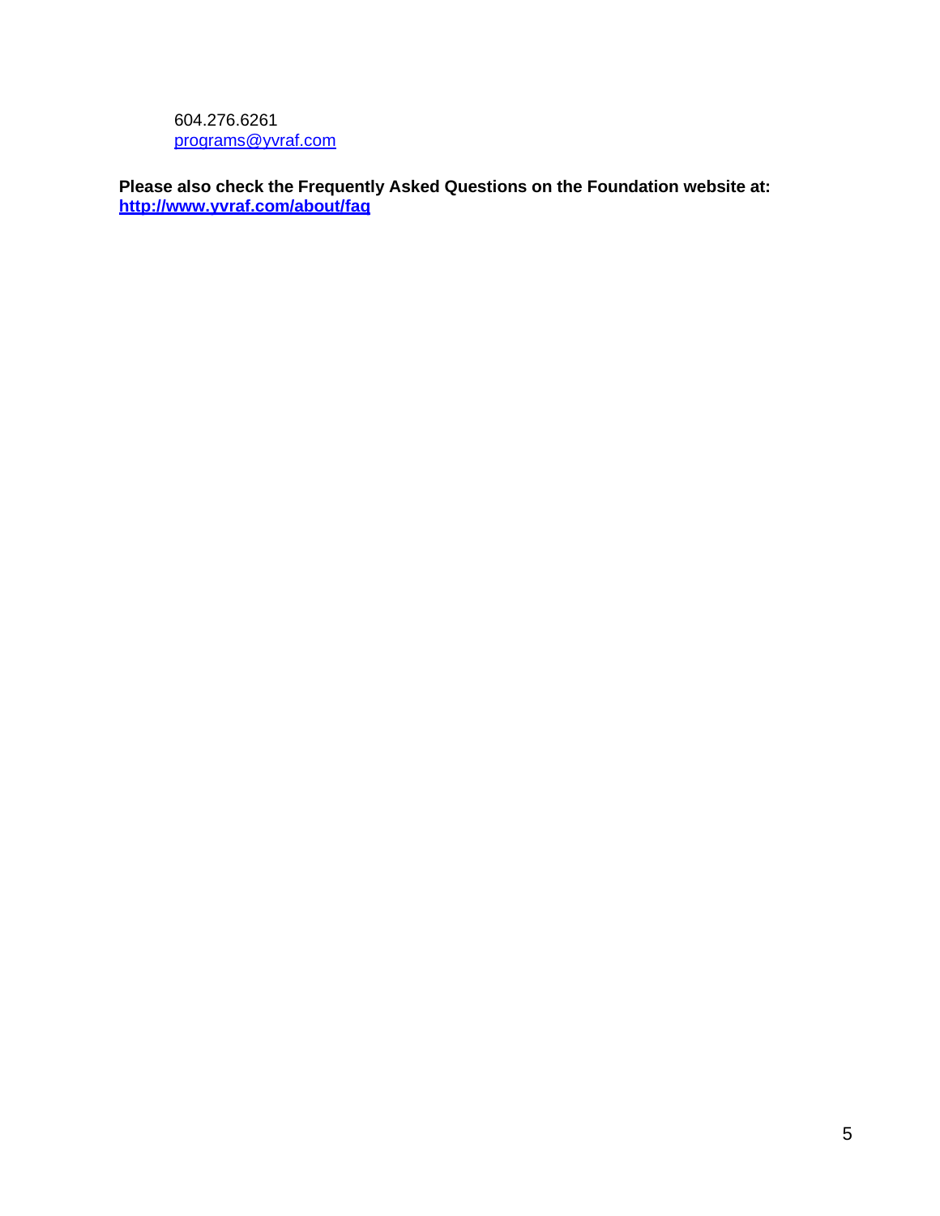604.276.6261
programs@yvraf.com

**Please also check the Frequently Asked Questions on the Foundation website at: http://www.yvraf.com/about/faq**